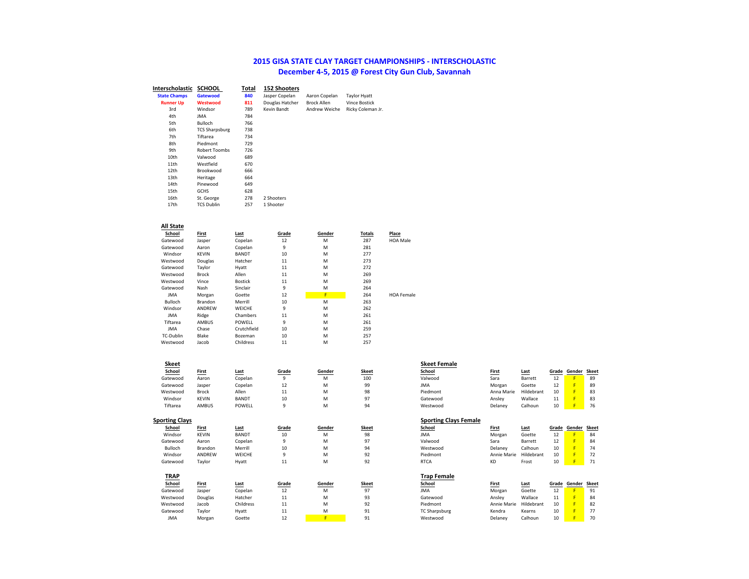# 2015 GISA STATE CLAY TARGET CHAMPIONSHIPS - INTERSCHOLASTIC

## December 4-5, 2015 @ Forest City Gun Club, Savannah

| Interscholastic | SCHOOL | Total | 152 Shooters | | |
|---|---|---|---|---|---|
| **State Champs** | **Gatewood** | **840** | Jasper Copelan | Aaron Copelan | Taylor Hyatt |
| **Runner Up** | **Westwood** | **811** | Douglas Hatcher | Brock Allen | Vince Bostick |
| 3rd | Windsor | 789 | Kevin Bandt | Andrew Weiche | Ricky Coleman Jr. |
| 4th | JMA | 784 | | | |
| 5th | Bulloch | 766 | | | |
| 6th | TCS Sharpsburg | 738 | | | |
| 7th | Tiftarea | 734 | | | |
| 8th | Piedmont | 729 | | | |
| 9th | Robert Toombs | 726 | | | |
| 10th | Valwood | 689 | | | |
| 11th | Westfield | 670 | | | |
| 12th | Brookwood | 666 | | | |
| 13th | Heritage | 664 | | | |
| 14th | Pinewood | 649 | | | |
| 15th | GCHS | 628 | | | |
| 16th | St. George | 278 | 2 Shooters | | |
| 17th | TCS Dublin | 257 | 1 Shooter | | |

### All State

| School | First | Last | Grade | Gender | Totals | Place |
|---|---|---|---|---|---|---|
| Gatewood | Jasper | Copelan | 12 | M | 287 | HOA Male |
| Gatewood | Aaron | Copelan | 9 | M | 281 | |
| Windsor | KEVIN | BANDT | 10 | M | 277 | |
| Westwood | Douglas | Hatcher | 11 | M | 273 | |
| Gatewood | Taylor | Hyatt | 11 | M | 272 | |
| Westwood | Brock | Allen | 11 | M | 269 | |
| Westwood | Vince | Bostick | 11 | M | 269 | |
| Gatewood | Nash | Sinclair | 9 | M | 264 | |
| JMA | Morgan | Goette | 12 | F | 264 | HOA Female |
| Bulloch | Brandon | Merrill | 10 | M | 263 | |
| Windsor | ANDREW | WEICHE | 9 | M | 262 | |
| JMA | Ridge | Chambers | 11 | M | 261 | |
| Tiftarea | AMBUS | POWELL | 9 | M | 261 | |
| JMA | Chase | Crutchfield | 10 | M | 259 | |
| TC-Dublin | Blake | Bozeman | 10 | M | 257 | |
| Westwood | Jacob | Childress | 11 | M | 257 | |

### Skeet

| School | First | Last | Grade | Gender | Skeet |
|---|---|---|---|---|---|
| Gatewood | Aaron | Copelan | 9 | M | 100 |
| Gatewood | Jasper | Copelan | 12 | M | 99 |
| Westwood | Brock | Allen | 11 | M | 98 |
| Windsor | KEVIN | BANDT | 10 | M | 97 |
| Tiftarea | AMBUS | POWELL | 9 | M | 94 |

### Skeet Female

| School | First | Last | Grade | Gender | Skeet |
|---|---|---|---|---|---|
| Valwood | Sara | Barrett | 12 | F | 89 |
| JMA | Morgan | Goette | 12 | F | 89 |
| Piedmont | Anna Marie | Hildebrant | 10 | F | 83 |
| Gatewood | Ansley | Wallace | 11 | F | 83 |
| Westwood | Delaney | Calhoun | 10 | F | 76 |

### Sporting Clays

| School | First | Last | Grade | Gender | Skeet |
|---|---|---|---|---|---|
| Windsor | KEVIN | BANDT | 10 | M | 98 |
| Gatewood | Aaron | Copelan | 9 | M | 97 |
| Bulloch | Brandon | Merrill | 10 | M | 94 |
| Windsor | ANDREW | WEICHE | 9 | M | 92 |
| Gatewood | Taylor | Hyatt | 11 | M | 92 |

### Sporting Clays Female

| School | First | Last | Grade | Gender | Skeet |
|---|---|---|---|---|---|
| JMA | Morgan | Goette | 12 | F | 84 |
| Valwood | Sara | Barrett | 12 | F | 84 |
| Westwood | Delaney | Calhoun | 10 | F | 74 |
| Piedmont | Annie Marie | Hildebrant | 10 | F | 72 |
| RTCA | KD | Frost | 10 | F | 71 |

### TRAP

| School | First | Last | Grade | Gender | Skeet |
|---|---|---|---|---|---|
| Gatewood | Jasper | Copelan | 12 | M | 97 |
| Westwood | Douglas | Hatcher | 11 | M | 93 |
| Westwood | Jacob | Childress | 11 | M | 92 |
| Gatewood | Taylor | Hyatt | 11 | M | 91 |
| JMA | Morgan | Goette | 12 | F | 91 |

### Trap Female

| School | First | Last | Grade | Gender | Skeet |
|---|---|---|---|---|---|
| JMA | Morgan | Goette | 12 | F | 91 |
| Gatewood | Ansley | Wallace | 11 | F | 84 |
| Piedmont | Annie Marie | Hildebrant | 10 | F | 82 |
| TC Sharpsburg | Kendra | Kearns | 10 | F | 77 |
| Westwood | Delaney | Calhoun | 10 | F | 70 |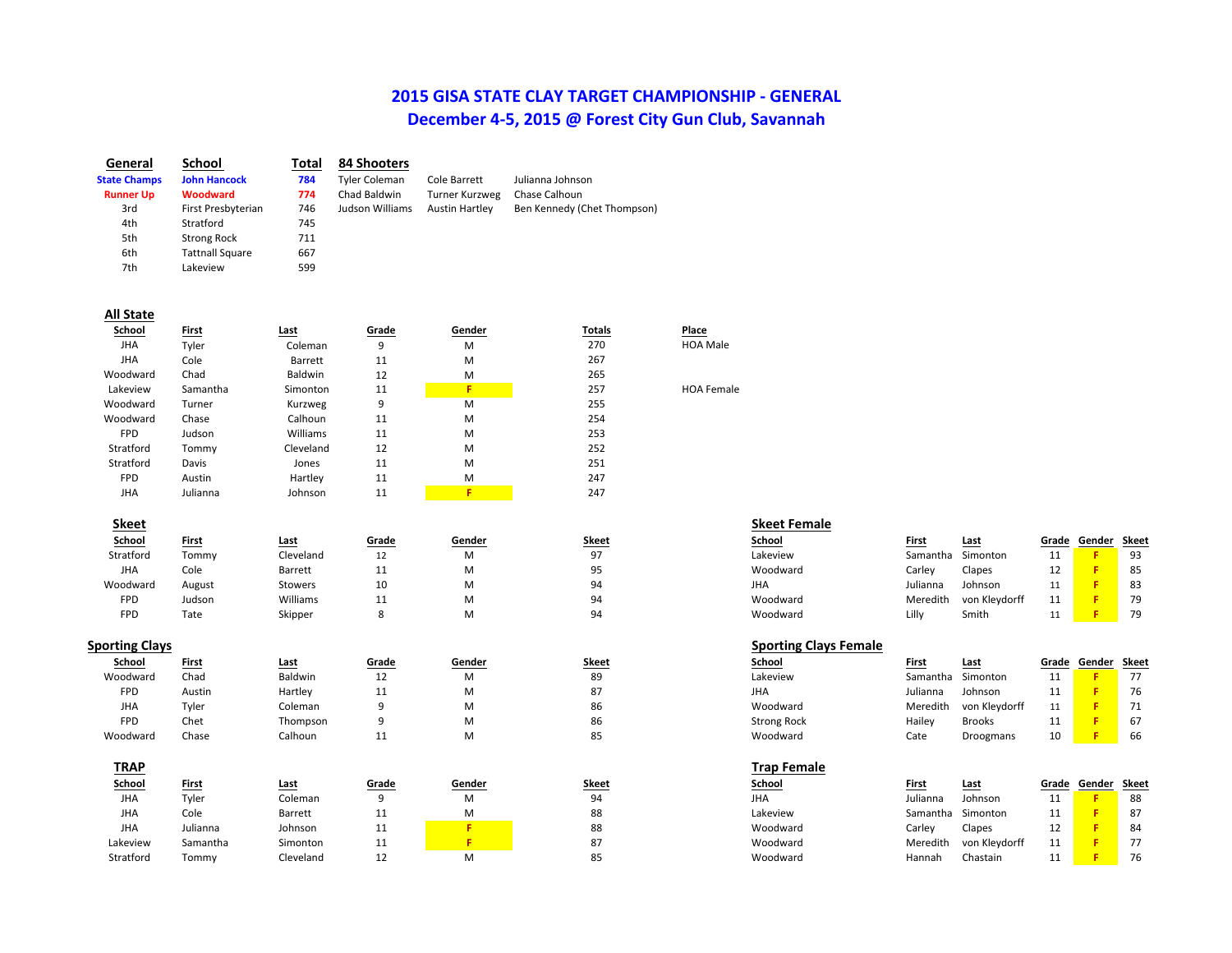# 2015 GISA STATE CLAY TARGET CHAMPIONSHIP - GENERAL

## December 4-5, 2015 @ Forest City Gun Club, Savannah

| General | School | Total | 84 Shooters | | |
|---|---|---|---|---|---|
| **State Champs** | **John Hancock** | **784** | Tyler Coleman | Cole Barrett | Julianna Johnson |
| **Runner Up** | **Woodward** | **774** | Chad Baldwin | Turner Kurzweg | Chase Calhoun |
| 3rd | First Presbyterian | 746 | Judson Williams | Austin Hartley | Ben Kennedy (Chet Thompson) |
| 4th | Stratford | 745 | | | |
| 5th | Strong Rock | 711 | | | |
| 6th | Tattnall Square | 667 | | | |
| 7th | Lakeview | 599 | | | |

### All State

| School | First | Last | Grade | Gender | Totals | Place |
|---|---|---|---|---|---|---|
| JHA | Tyler | Coleman | 9 | M | 270 | HOA Male |
| JHA | Cole | Barrett | 11 | M | 267 | |
| Woodward | Chad | Baldwin | 12 | M | 265 | |
| Lakeview | Samantha | Simonton | 11 | F | 257 | HOA Female |
| Woodward | Turner | Kurzweg | 9 | M | 255 | |
| Woodward | Chase | Calhoun | 11 | M | 254 | |
| FPD | Judson | Williams | 11 | M | 253 | |
| Stratford | Tommy | Cleveland | 12 | M | 252 | |
| Stratford | Davis | Jones | 11 | M | 251 | |
| FPD | Austin | Hartley | 11 | M | 247 | |
| JHA | Julianna | Johnson | 11 | F | 247 | |

### Skeet

| School | First | Last | Grade | Gender | Skeet |
|---|---|---|---|---|---|
| Stratford | Tommy | Cleveland | 12 | M | 97 |
| JHA | Cole | Barrett | 11 | M | 95 |
| Woodward | August | Stowers | 10 | M | 94 |
| FPD | Judson | Williams | 11 | M | 94 |
| FPD | Tate | Skipper | 8 | M | 94 |

### Skeet Female

| School | First | Last | Grade | Gender | Skeet |
|---|---|---|---|---|---|
| Lakeview | Samantha | Simonton | 11 | F | 93 |
| Woodward | Carley | Clapes | 12 | F | 85 |
| JHA | Julianna | Johnson | 11 | F | 83 |
| Woodward | Meredith | von Kleydorff | 11 | F | 79 |
| Woodward | Lilly | Smith | 11 | F | 79 |

### Sporting Clays

| School | First | Last | Grade | Gender | Skeet |
|---|---|---|---|---|---|
| Woodward | Chad | Baldwin | 12 | M | 89 |
| FPD | Austin | Hartley | 11 | M | 87 |
| JHA | Tyler | Coleman | 9 | M | 86 |
| FPD | Chet | Thompson | 9 | M | 86 |
| Woodward | Chase | Calhoun | 11 | M | 85 |

### Sporting Clays Female

| School | First | Last | Grade | Gender | Skeet |
|---|---|---|---|---|---|
| Lakeview | Samantha | Simonton | 11 | F | 77 |
| JHA | Julianna | Johnson | 11 | F | 76 |
| Woodward | Meredith | von Kleydorff | 11 | F | 71 |
| Strong Rock | Hailey | Brooks | 11 | F | 67 |
| Woodward | Cate | Droogmans | 10 | F | 66 |

### TRAP

| School | First | Last | Grade | Gender | Skeet |
|---|---|---|---|---|---|
| JHA | Tyler | Coleman | 9 | M | 94 |
| JHA | Cole | Barrett | 11 | M | 88 |
| JHA | Julianna | Johnson | 11 | F | 88 |
| Lakeview | Samantha | Simonton | 11 | F | 87 |
| Stratford | Tommy | Cleveland | 12 | M | 85 |

### Trap Female

| School | First | Last | Grade | Gender | Skeet |
|---|---|---|---|---|---|
| JHA | Julianna | Johnson | 11 | F | 88 |
| Lakeview | Samantha | Simonton | 11 | F | 87 |
| Woodward | Carley | Clapes | 12 | F | 84 |
| Woodward | Meredith | von Kleydorff | 11 | F | 77 |
| Woodward | Hannah | Chastain | 11 | F | 76 |